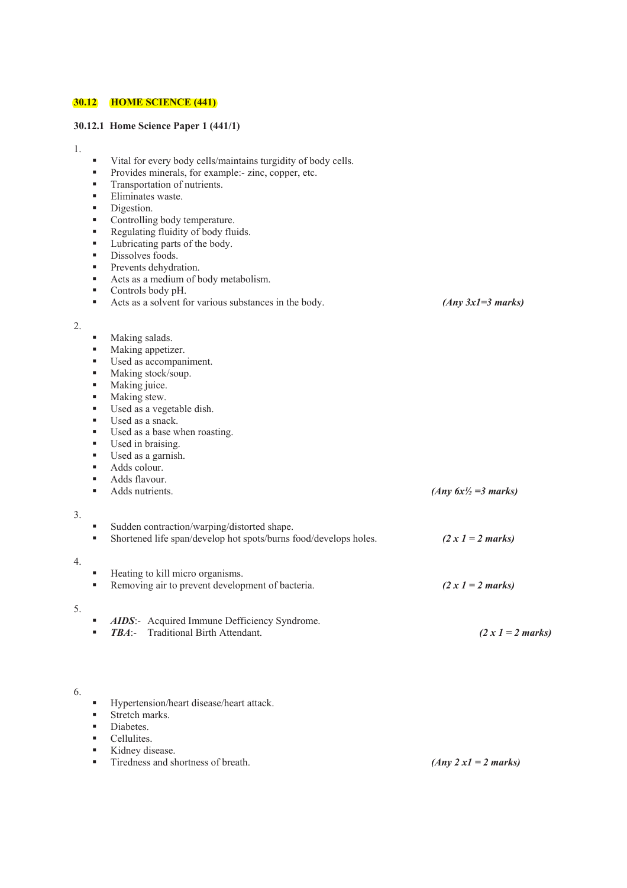## 30.12 HOME SCIENCE (441)

### 30.12.1 Home Science Paper 1 (441/1)

1.

- Vital for every body cells/maintains turgidity of body cells.
- Provides minerals, for example:- zinc, copper, etc.
- Transportation of nutrients.
- Eliminates waste.
- Digestion.
- Controlling body temperature.
- Regulating fluidity of body fluids.
- Lubricating parts of the body.
- Dissolves foods.
- Prevents dehydration.
- Acts as a medium of body metabolism.
- Controls body pH.
- Acts as a solvent for various substances in the body. ***(Any 3x1=3 marks)***

2.

- Making salads.
- Making appetizer.
- Used as accompaniment.
- Making stock/soup.
- Making juice.
- Making stew.
- Used as a vegetable dish.
- Used as a snack.
- Used as a base when roasting.
- Used in braising.
- Used as a garnish.
- Adds colour.
- Adds flavour.
- Adds nutrients. ***(Any 6x½ =3 marks)***

3.

- Sudden contraction/warping/distorted shape.
- Shortened life span/develop hot spots/burns food/develops holes. ***(2 x 1 = 2 marks)***

4.

- Heating to kill micro organisms.
- Removing air to prevent development of bacteria. ***(2 x 1 = 2 marks)***

5.

- ***AIDS***:- Acquired Immune Defficiency Syndrome.
- ***TBA***:- Traditional Birth Attendant. ***(2 x 1 = 2 marks)***

6.

- Hypertension/heart disease/heart attack.
- Stretch marks.
- Diabetes.
- Cellulites.
- Kidney disease.
- Tiredness and shortness of breath. ***(Any 2 x1 = 2 marks)***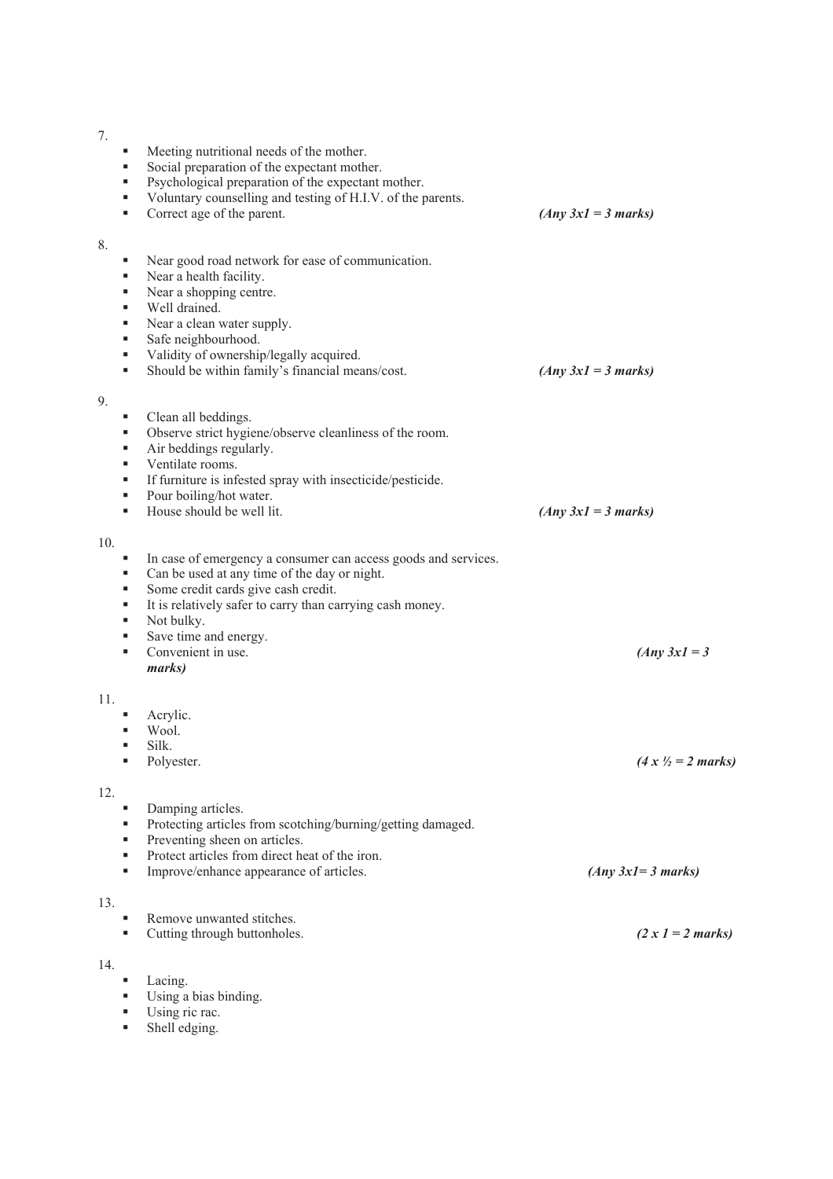7.

- Meeting nutritional needs of the mother.
- Social preparation of the expectant mother.
- Psychological preparation of the expectant mother.
- Voluntary counselling and testing of H.I.V. of the parents.
- Correct age of the parent. ***(Any 3x1 = 3 marks)***

8.

- Near good road network for ease of communication.
- Near a health facility.
- Near a shopping centre.
- Well drained.
- Near a clean water supply.
- Safe neighbourhood.
- Validity of ownership/legally acquired.
- Should be within family's financial means/cost. ***(Any 3x1 = 3 marks)***

9.

- Clean all beddings.
- Observe strict hygiene/observe cleanliness of the room.
- Air beddings regularly.
- Ventilate rooms.
- If furniture is infested spray with insecticide/pesticide.
- Pour boiling/hot water.
- House should be well lit. ***(Any 3x1 = 3 marks)***

10.

- In case of emergency a consumer can access goods and services.
- Can be used at any time of the day or night.
- Some credit cards give cash credit.
- It is relatively safer to carry than carrying cash money.
- Not bulky.
- Save time and energy.
- Convenient in use. ***(Any 3x1 = 3 marks)***

11.

- Acrylic.
- Wool.
- Silk.
- Polyester. ***(4 x ½ = 2 marks)***

12.

- Damping articles.
- Protecting articles from scotching/burning/getting damaged.
- Preventing sheen on articles.
- Protect articles from direct heat of the iron.
- Improve/enhance appearance of articles. ***(Any 3x1= 3 marks)***

13.

- Remove unwanted stitches.
- Cutting through buttonholes. ***(2 x 1 = 2 marks)***

14.

- Lacing.
- Using a bias binding.
- Using ric rac.
- Shell edging.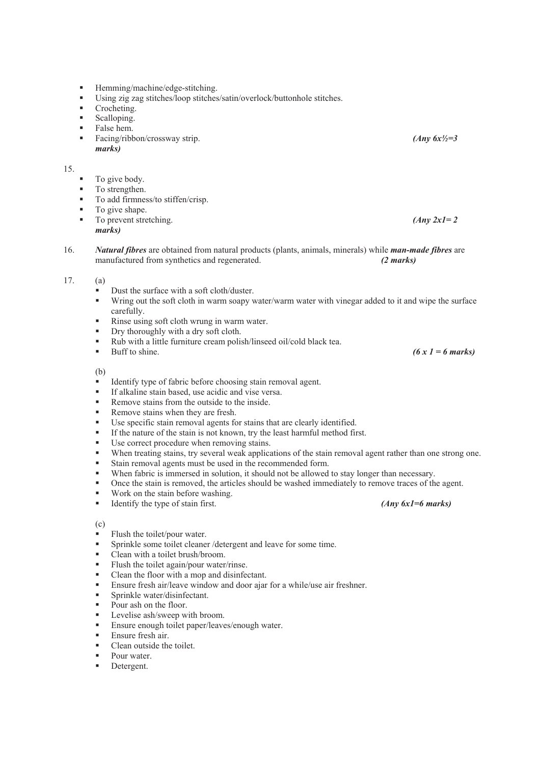- Hemming/machine/edge-stitching.
- Using zig zag stitches/loop stitches/satin/overlock/buttonhole stitches.
- Crocheting.
- Scalloping.
- False hem.
- Facing/ribbon/crossway strip. ***(Any 6x½=3 marks)***

15.

- To give body.
- To strengthen.
- To add firmness/to stiffen/crisp.
- To give shape.
- To prevent stretching. ***(Any 2x1= 2 marks)***

16. ***Natural fibres*** are obtained from natural products (plants, animals, minerals) while ***man-made fibres*** are manufactured from synthetics and regenerated. ***(2 marks)***

17. (a)

- Dust the surface with a soft cloth/duster.
- Wring out the soft cloth in warm soapy water/warm water with vinegar added to it and wipe the surface carefully.
- Rinse using soft cloth wrung in warm water.
- Dry thoroughly with a dry soft cloth.
- Rub with a little furniture cream polish/linseed oil/cold black tea.
- Buff to shine. ***(6 x 1 = 6 marks)***

(b)

- Identify type of fabric before choosing stain removal agent.
- If alkaline stain based, use acidic and vise versa.
- Remove stains from the outside to the inside.
- Remove stains when they are fresh.
- Use specific stain removal agents for stains that are clearly identified.
- If the nature of the stain is not known, try the least harmful method first.
- Use correct procedure when removing stains.
- When treating stains, try several weak applications of the stain removal agent rather than one strong one.
- Stain removal agents must be used in the recommended form.
- When fabric is immersed in solution, it should not be allowed to stay longer than necessary.
- Once the stain is removed, the articles should be washed immediately to remove traces of the agent.
- Work on the stain before washing.
- Identify the type of stain first. ***(Any 6x1=6 marks)***

(c)

- Flush the toilet/pour water.
- Sprinkle some toilet cleaner /detergent and leave for some time.
- Clean with a toilet brush/broom.
- Flush the toilet again/pour water/rinse.
- Clean the floor with a mop and disinfectant.
- Ensure fresh air/leave window and door ajar for a while/use air freshner.
- Sprinkle water/disinfectant.
- Pour ash on the floor.
- Levelise ash/sweep with broom.
- Ensure enough toilet paper/leaves/enough water.
- Ensure fresh air.
- Clean outside the toilet.
- Pour water.
- Detergent.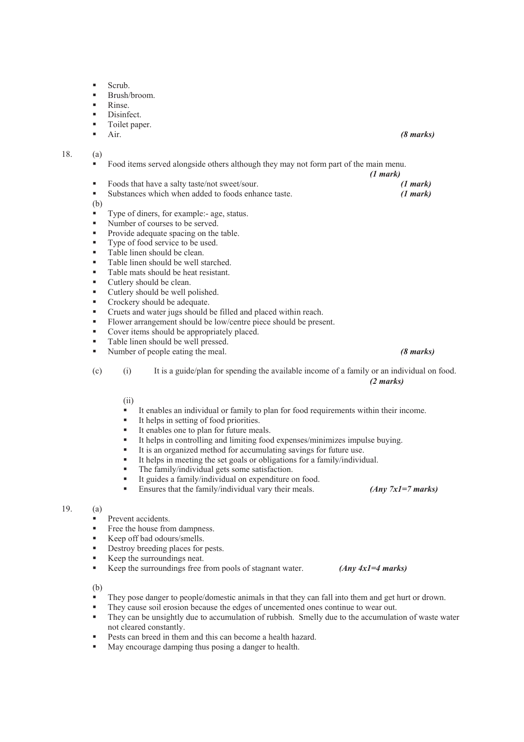- Scrub.
- Brush/broom.
- Rinse.
- Disinfect.
- Toilet paper.
- Air. ***(8 marks)***

18. (a)

- Food items served alongside others although they may not form part of the main menu. ***(1 mark)***
- Foods that have a salty taste/not sweet/sour. ***(1 mark)***
- Substances which when added to foods enhance taste. ***(1 mark)***

(b)

- Type of diners, for example:- age, status.
- Number of courses to be served.
- Provide adequate spacing on the table.
- Type of food service to be used.
- Table linen should be clean.
- Table linen should be well starched.
- Table mats should be heat resistant.
- Cutlery should be clean.
- Cutlery should be well polished.
- Crockery should be adequate.
- Cruets and water jugs should be filled and placed within reach.
- Flower arrangement should be low/centre piece should be present.
- Cover items should be appropriately placed.
- Table linen should be well pressed.
- Number of people eating the meal. ***(8 marks)***

(c) (i) It is a guide/plan for spending the available income of a family or an individual on food. ***(2 marks)***

(ii)

- It enables an individual or family to plan for food requirements within their income.
- It helps in setting of food priorities.
- It enables one to plan for future meals.
- It helps in controlling and limiting food expenses/minimizes impulse buying.
- It is an organized method for accumulating savings for future use.
- It helps in meeting the set goals or obligations for a family/individual.
- The family/individual gets some satisfaction.
- It guides a family/individual on expenditure on food.
- Ensures that the family/individual vary their meals. ***(Any 7x1=7 marks)***

19. (a)

- Prevent accidents.
- Free the house from dampness.
- Keep off bad odours/smells.
- Destroy breeding places for pests.
- Keep the surroundings neat.
- Keep the surroundings free from pools of stagnant water. ***(Any 4x1=4 marks)***

(b)

- They pose danger to people/domestic animals in that they can fall into them and get hurt or drown.
- They cause soil erosion because the edges of uncemented ones continue to wear out.
- They can be unsightly due to accumulation of rubbish. Smelly due to the accumulation of waste water not cleared constantly.
- Pests can breed in them and this can become a health hazard.
- May encourage damping thus posing a danger to health.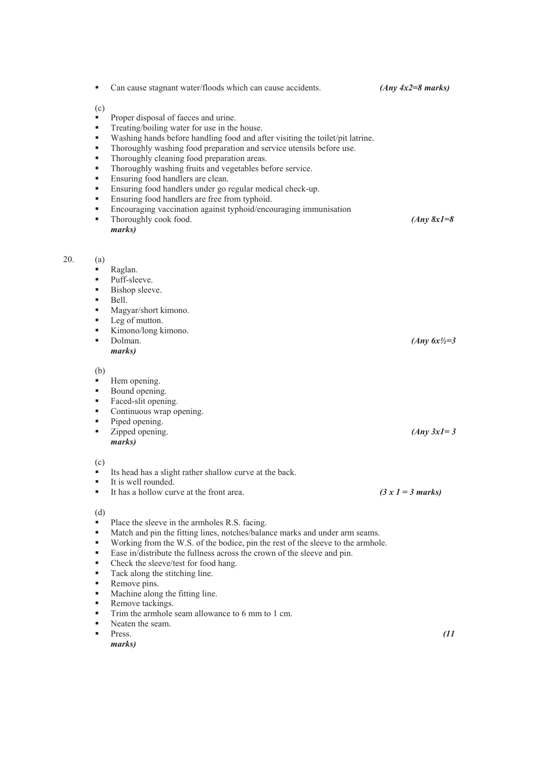- Can cause stagnant water/floods which can cause accidents. ***(Any 4x2=8 marks)***

(c)

- Proper disposal of faeces and urine.
- Treating/boiling water for use in the house.
- Washing hands before handling food and after visiting the toilet/pit latrine.
- Thoroughly washing food preparation and service utensils before use.
- Thoroughly cleaning food preparation areas.
- Thoroughly washing fruits and vegetables before service.
- Ensuring food handlers are clean.
- Ensuring food handlers under go regular medical check-up.
- Ensuring food handlers are free from typhoid.
- Encouraging vaccination against typhoid/encouraging immunisation
- Thoroughly cook food. ***(Any 8x1=8 marks)***

20. (a)

- Raglan.
- Puff-sleeve.
- Bishop sleeve.
- Bell.
- Magyar/short kimono.
- Leg of mutton.
- Kimono/long kimono.
- Dolman. ***(Any 6x½=3 marks)***

(b)

- Hem opening.
- Bound opening.
- Faced-slit opening.
- Continuous wrap opening.
- Piped opening.
- Zipped opening. ***(Any 3x1= 3 marks)***

(c)

- Its head has a slight rather shallow curve at the back.
- It is well rounded.
- It has a hollow curve at the front area. ***(3 x 1 = 3 marks)***

(d)

- Place the sleeve in the armholes R.S. facing.
- Match and pin the fitting lines, notches/balance marks and under arm seams.
- Working from the W.S. of the bodice, pin the rest of the sleeve to the armhole.
- Ease in/distribute the fullness across the crown of the sleeve and pin.
- Check the sleeve/test for food hang.
- Tack along the stitching line.
- Remove pins.
- Machine along the fitting line.
- Remove tackings.
- Trim the armhole seam allowance to 6 mm to 1 cm.
- Neaten the seam.
- Press. ***(11 marks)***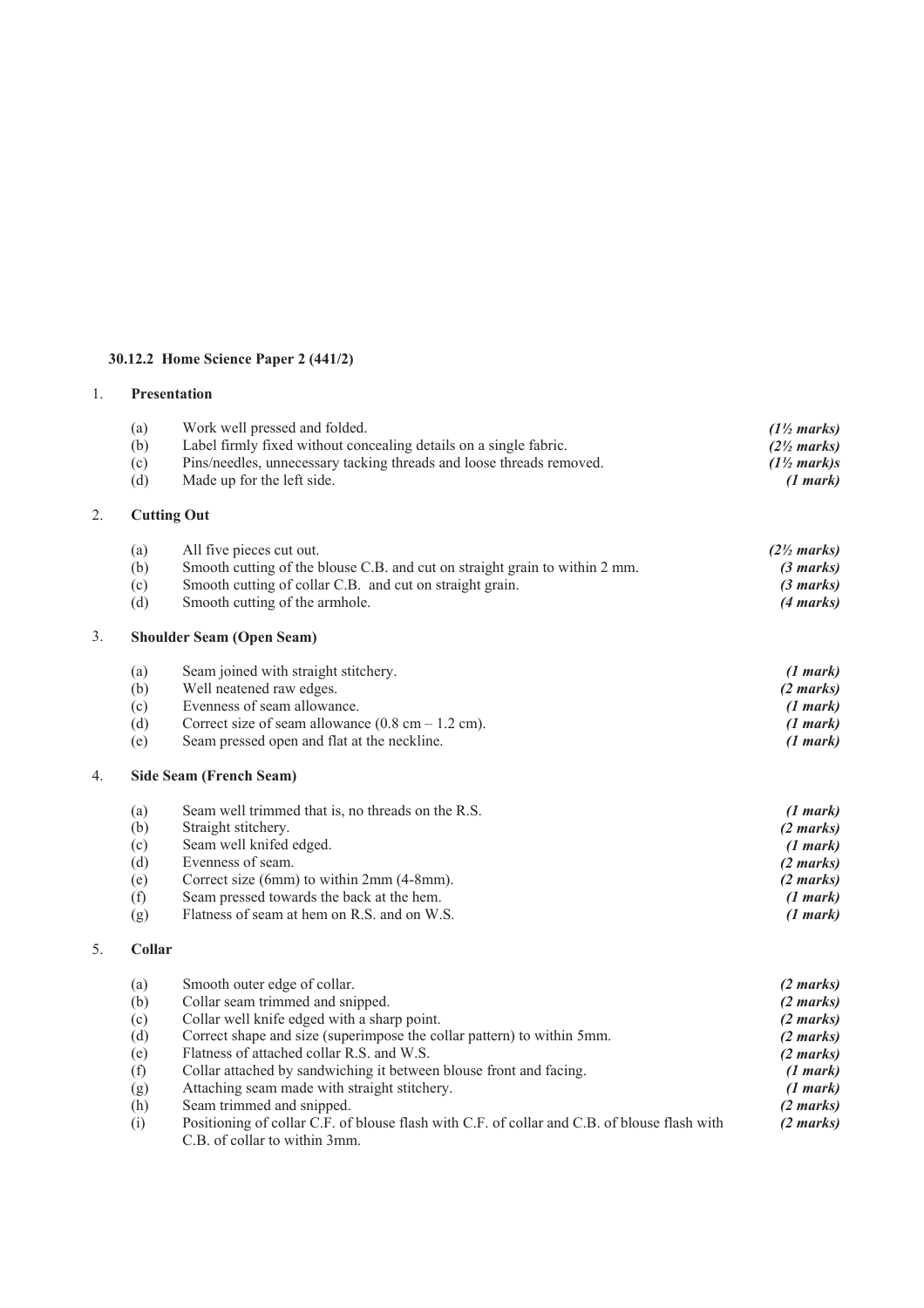### 30.12.2 Home Science Paper 2 (441/2)

1. **Presentation**

   (a) Work well pressed and folded. *(1½ marks)*
   (b) Label firmly fixed without concealing details on a single fabric. *(2½ marks)*
   (c) Pins/needles, unnecessary tacking threads and loose threads removed. *(1½ mark)s*
   (d) Made up for the left side. *(1 mark)*

2. **Cutting Out**

   (a) All five pieces cut out. *(2½ marks)*
   (b) Smooth cutting of the blouse C.B. and cut on straight grain to within 2 mm. *(3 marks)*
   (c) Smooth cutting of collar C.B. and cut on straight grain. *(3 marks)*
   (d) Smooth cutting of the armhole. *(4 marks)*

3. **Shoulder Seam (Open Seam)**

   (a) Seam joined with straight stitchery. *(1 mark)*
   (b) Well neatened raw edges. *(2 marks)*
   (c) Evenness of seam allowance. *(1 mark)*
   (d) Correct size of seam allowance (0.8 cm – 1.2 cm). *(1 mark)*
   (e) Seam pressed open and flat at the neckline. *(1 mark)*

4. **Side Seam (French Seam)**

   (a) Seam well trimmed that is, no threads on the R.S. *(1 mark)*
   (b) Straight stitchery. *(2 marks)*
   (c) Seam well knifed edged. *(1 mark)*
   (d) Evenness of seam. *(2 marks)*
   (e) Correct size (6mm) to within 2mm (4-8mm). *(2 marks)*
   (f) Seam pressed towards the back at the hem. *(1 mark)*
   (g) Flatness of seam at hem on R.S. and on W.S. *(1 mark)*

5. **Collar**

   (a) Smooth outer edge of collar. *(2 marks)*
   (b) Collar seam trimmed and snipped. *(2 marks)*
   (c) Collar well knife edged with a sharp point. *(2 marks)*
   (d) Correct shape and size (superimpose the collar pattern) to within 5mm. *(2 marks)*
   (e) Flatness of attached collar R.S. and W.S. *(2 marks)*
   (f) Collar attached by sandwiching it between blouse front and facing. *(1 mark)*
   (g) Attaching seam made with straight stitchery. *(1 mark)*
   (h) Seam trimmed and snipped. *(2 marks)*
   (i) Positioning of collar C.F. of blouse flash with C.F. of collar and C.B. of blouse flash with C.B. of collar to within 3mm. *(2 marks)*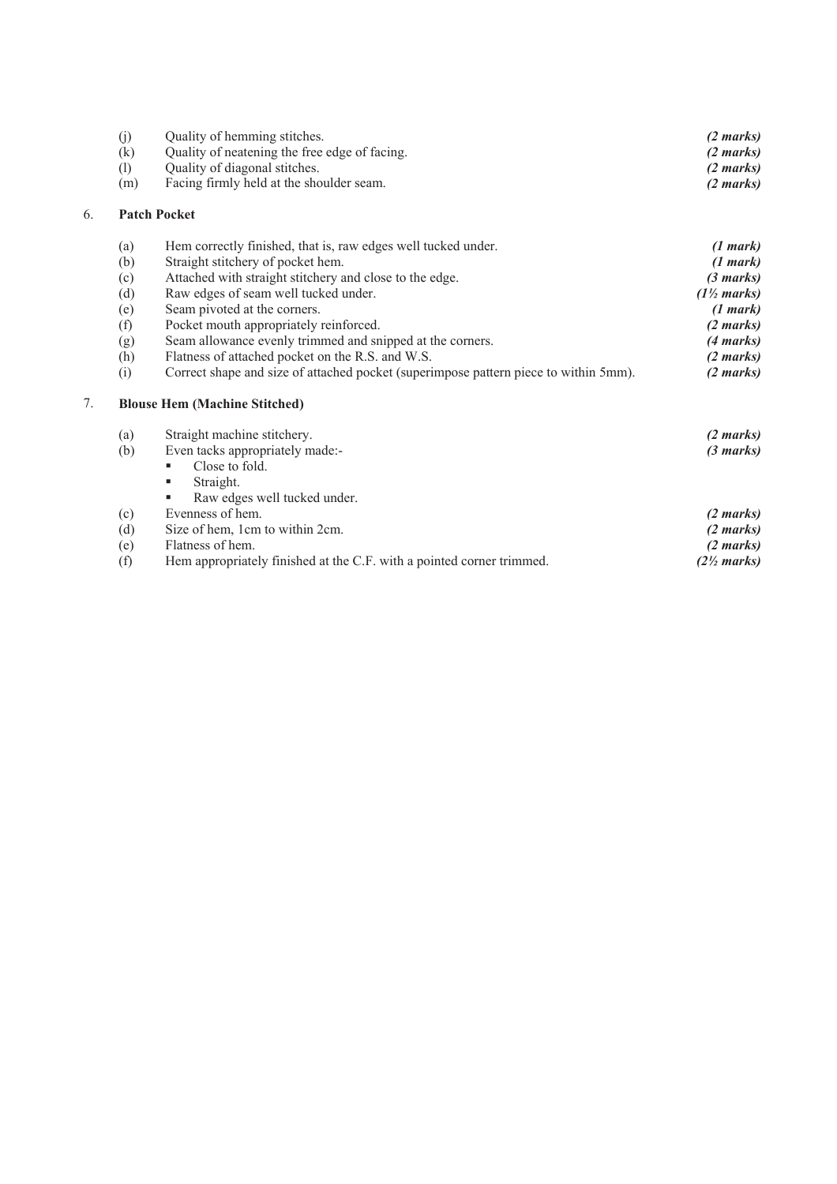(j) Quality of hemming stitches. *(2 marks)*
(k) Quality of neatening the free edge of facing. *(2 marks)*
(l) Quality of diagonal stitches. *(2 marks)*
(m) Facing firmly held at the shoulder seam. *(2 marks)*

6. **Patch Pocket**

(a) Hem correctly finished, that is, raw edges well tucked under. *(1 mark)*
(b) Straight stitchery of pocket hem. *(1 mark)*
(c) Attached with straight stitchery and close to the edge. *(3 marks)*
(d) Raw edges of seam well tucked under. *(1½ marks)*
(e) Seam pivoted at the corners. *(1 mark)*
(f) Pocket mouth appropriately reinforced. *(2 marks)*
(g) Seam allowance evenly trimmed and snipped at the corners. *(4 marks)*
(h) Flatness of attached pocket on the R.S. and W.S. *(2 marks)*
(i) Correct shape and size of attached pocket (superimpose pattern piece to within 5mm). *(2 marks)*

7. **Blouse Hem (Machine Stitched)**

(a) Straight machine stitchery. *(2 marks)*
(b) Even tacks appropriately made:- *(3 marks)*
- Close to fold.
- Straight.
- Raw edges well tucked under.

(c) Evenness of hem. *(2 marks)*
(d) Size of hem, 1cm to within 2cm. *(2 marks)*
(e) Flatness of hem. *(2 marks)*
(f) Hem appropriately finished at the C.F. with a pointed corner trimmed. *(2½ marks)*